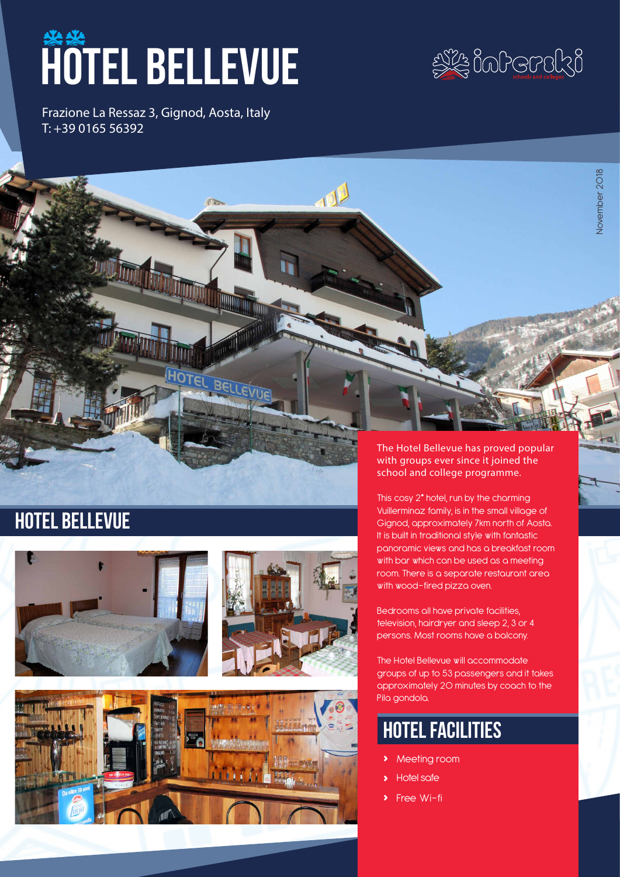# HOTEL BELLEVUE

Frazione La Ressaz 3, Gignod, Aosta, Italy
T: +39 0165 56392

November 2018

## HOTEL BELLEVUE

The Hotel Bellevue has proved popular with groups ever since it joined the school and college programme.

This cosy 2* hotel, run by the charming Vuillerminoz family, is in the small village of Gignod, approximately 7km north of Aosta. It is built in traditional style with fantastic panoramic views and has a breakfast room with bar which can be used as a meeting room. There is a separate restaurant area with wood-fired pizza oven.

Bedrooms all have private facilities, television, hairdryer and sleep 2, 3 or 4 persons. Most rooms have a balcony.

The Hotel Bellevue will accommodate groups of up to 53 passengers and it takes approximately 20 minutes by coach to the Pila gondola.

## HOTEL FACILITIES

- Meeting room
- Hotel safe
- Free Wi-fi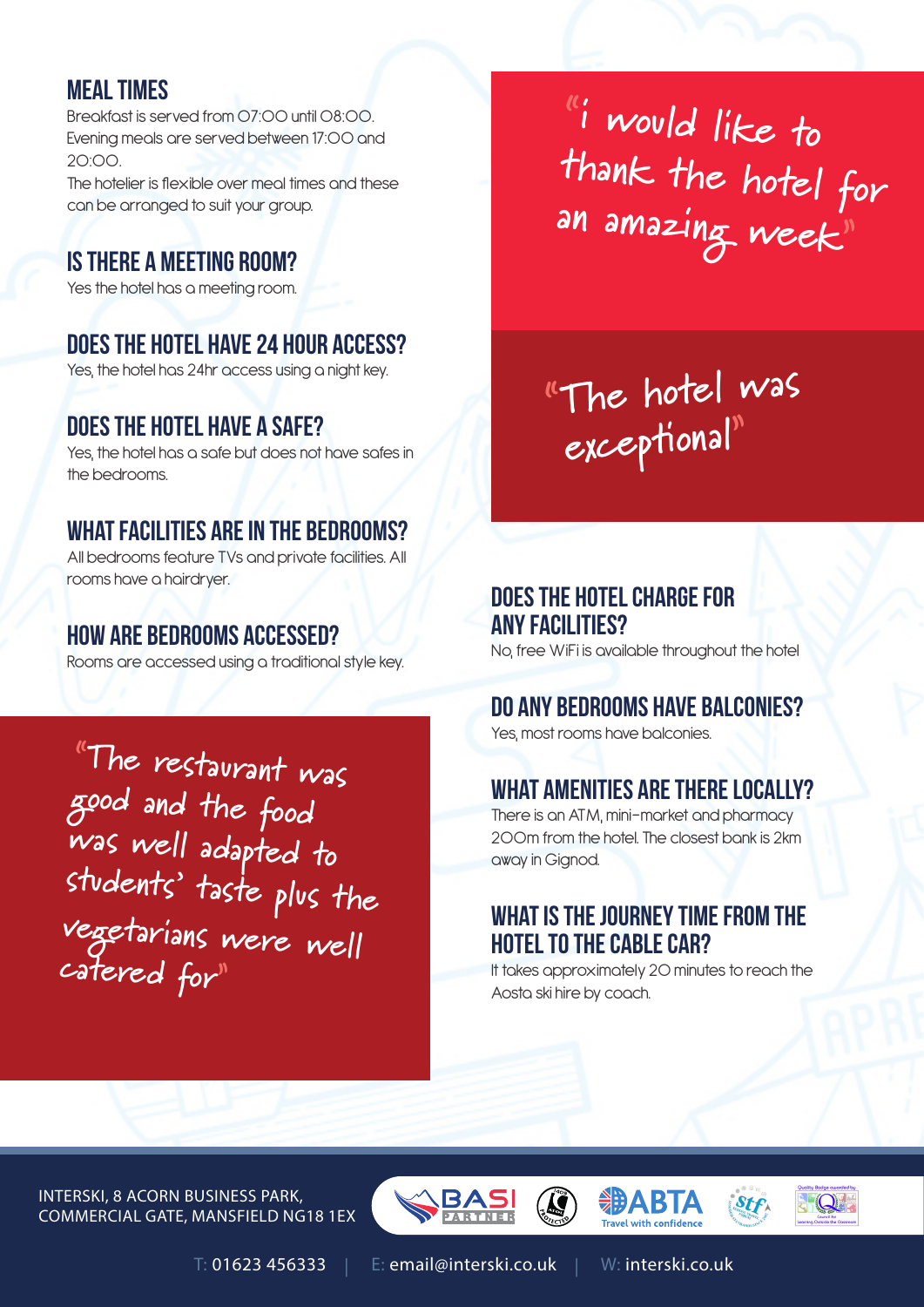## MEAL TIMES

Breakfast is served from 07:00 until 08:00.
Evening meals are served between 17:00 and 20:00.
The hotelier is flexible over meal times and these can be arranged to suit your group.

## IS THERE A MEETING ROOM?

Yes the hotel has a meeting room.

## DOES THE HOTEL HAVE 24 HOUR ACCESS?

Yes, the hotel has 24hr access using a night key.

## DOES THE HOTEL HAVE A SAFE?

Yes, the hotel has a safe but does not have safes in the bedrooms.

## WHAT FACILITIES ARE IN THE BEDROOMS?

All bedrooms feature TVs and private facilities. All rooms have a hairdryer.

## HOW ARE BEDROOMS ACCESSED?

Rooms are accessed using a traditional style key.

"The restaurant was good and the food was well adapted to students' taste plus the vegetarians were well catered for"

"I would like to thank the hotel for an amazing week"

"The hotel was exceptional"

## DOES THE HOTEL CHARGE FOR ANY FACILITIES?

No, free WiFi is available throughout the hotel

## DO ANY BEDROOMS HAVE BALCONIES?

Yes, most rooms have balconies.

## WHAT AMENITIES ARE THERE LOCALLY?

There is an ATM, mini-market and pharmacy 200m from the hotel. The closest bank is 2km away in Gignod.

## WHAT IS THE JOURNEY TIME FROM THE HOTEL TO THE CABLE CAR?

It takes approximately 20 minutes to reach the Aosta ski hire by coach.

INTERSKI, 8 ACORN BUSINESS PARK, COMMERCIAL GATE, MANSFIELD NG18 1EX

T: 01623 456333 | E: email@interski.co.uk | W: interski.co.uk